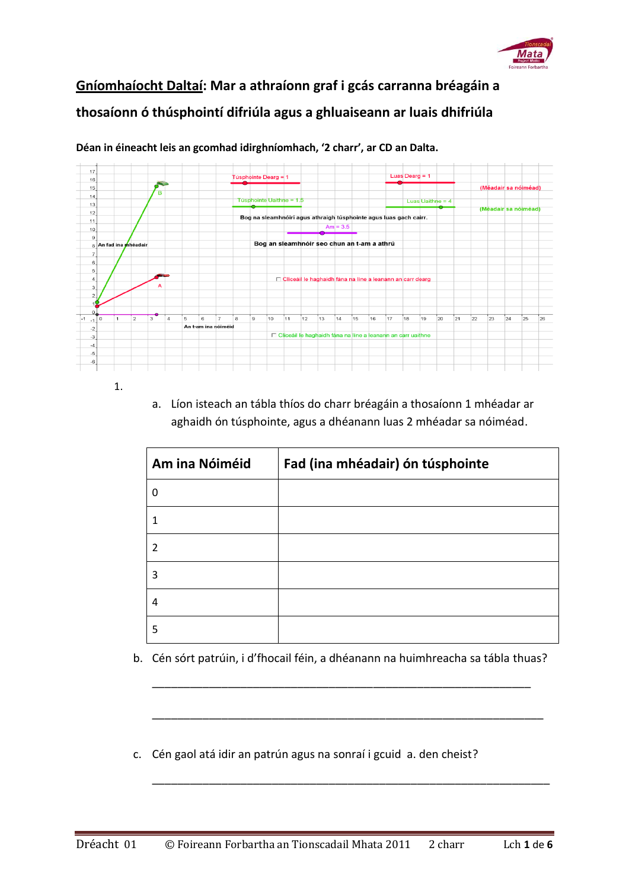**Gníomhaíocht Daltaí**: **Mar a athraíonn graf i gcás carranna bréagáin a thosaíonn ó thúsphointí difriúla agus a ghluaiseann ar luais dhifriúla**

**Déan in éineacht leis an gcomhad idirghníomhach, '2 charr', ar CD an Dalta.**

1.

a. Líon isteach an tábla thíos do charr bréagáin a thosaíonn 1 mhéadar ar aghaidh ón túsphointe, agus a dhéanann luas 2 mhéadar sa nóiméad.

| Am ina Nóiméid | Fad (ina mhéadair) ón túsphointe |
|---|---|
| 0 | |
| 1 | |
| 2 | |
| 3 | |
| 4 | |
| 5 | |

b. Cén sórt patrúin, i d'fhocail féin, a dhéanann na huimhreacha sa tábla thuas?

_______________________________________________________________

_______________________________________________________________

c. Cén gaol atá idir an patrún agus na sonraí i gcuid a. den cheist?

_______________________________________________________________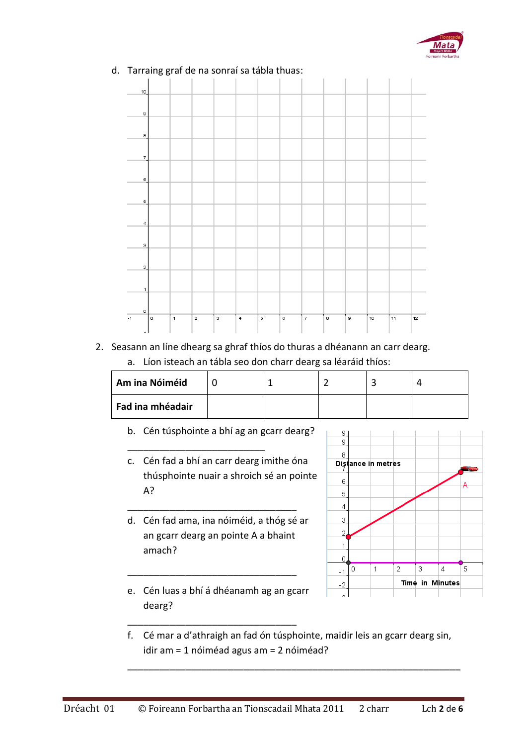d. Tarraing graf de na sonraí sa tábla thuas:

2. Seasann an líne dhearg sa ghraf thíos do thuras a dhéanann an carr dearg.

   a. Líon isteach an tábla seo don charr dearg sa léaráid thíos:

| Am ina Nóiméid | 0 | 1 | 2 | 3 | 4 |
|---|---|---|---|---|---|
| Fad ina mhéadair | | | | | |

   b. Cén túsphointe a bhí ag an gcarr dearg?

   \_\_\_\_\_\_\_\_\_\_\_\_\_\_\_\_\_\_\_\_\_\_\_\_\_\_

   c. Cén fad a bhí an carr dearg imithe óna thúsphointe nuair a shroich sé an pointe A?

   \_\_\_\_\_\_\_\_\_\_\_\_\_\_\_\_\_\_\_\_\_\_\_\_\_\_\_\_\_\_\_\_\_\_

   d. Cén fad ama, ina nóiméid, a thóg sé ar an gcarr dearg an pointe A a bhaint amach?

   \_\_\_\_\_\_\_\_\_\_\_\_\_\_\_\_\_\_\_\_\_\_\_\_\_\_\_\_\_\_\_\_\_\_

   e. Cén luas a bhí á dhéanamh ag an gcarr dearg?

   \_\_\_\_\_\_\_\_\_\_\_\_\_\_\_\_\_\_\_\_\_\_\_\_\_\_\_\_\_\_\_\_\_\_

   f. Cé mar a d'athraigh an fad ón túsphointe, maidir leis an gcarr dearg sin, idir am = 1 nóiméad agus am = 2 nóiméad?

   \_\_\_\_\_\_\_\_\_\_\_\_\_\_\_\_\_\_\_\_\_\_\_\_\_\_\_\_\_\_\_\_\_\_\_\_\_\_\_\_\_\_\_\_\_\_\_\_\_\_\_\_\_\_\_\_\_\_\_\_\_\_\_\_\_\_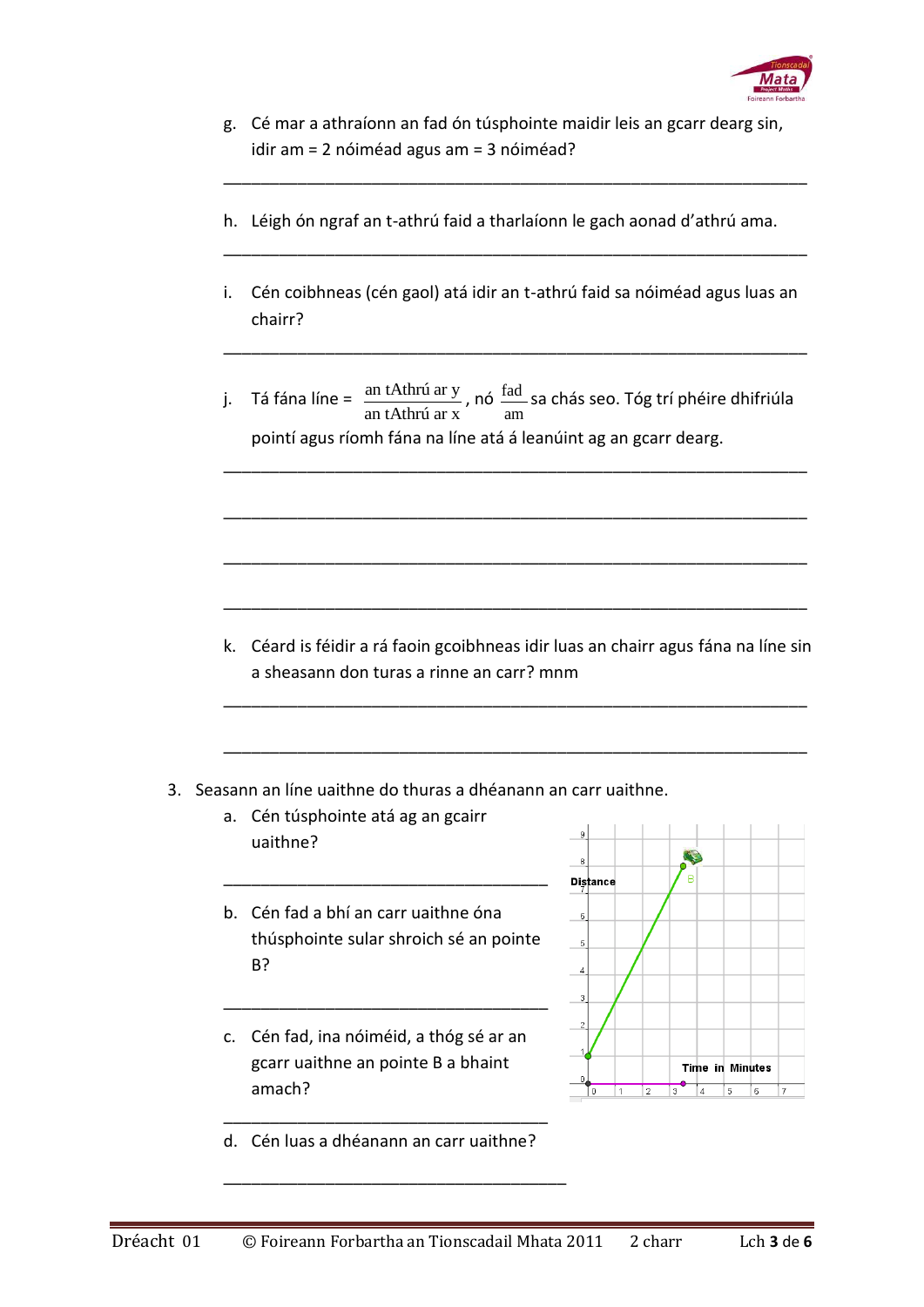g. Cé mar a athraíonn an fad ón túsphointe maidir leis an gcarr dearg sin, idir am = 2 nóiméad agus am = 3 nóiméad?

___________________________________________________________________

h. Léigh ón ngraf an t-athrú faid a tharlaíonn le gach aonad d'athrú ama.

___________________________________________________________________

i. Cén coibhneas (cén gaol) atá idir an t-athrú faid sa nóiméad agus luas an chairr?

___________________________________________________________________

j. Tá fána líne = $\frac{\text{an tAthrú ar y}}{\text{an tAthrú ar x}}$, nó $\frac{\text{fad}}{\text{am}}$ sa chás seo. Tóg trí phéire dhifriúla pointí agus ríomh fána na líne atá á leanúint ag an gcarr dearg.

___________________________________________________________________

___________________________________________________________________

___________________________________________________________________

___________________________________________________________________

k. Céard is féidir a rá faoin gcoibhneas idir luas an chairr agus fána na líne sin a sheasann don turas a rinne an carr? mnm

___________________________________________________________________

___________________________________________________________________

3. Seasann an líne uaithne do thuras a dhéanann an carr uaithne.

a. Cén túsphointe atá ag an gcairr uaithne?

_____________________________________

b. Cén fad a bhí an carr uaithne óna thúsphointe sular shroich sé an pointe B?

_____________________________________

c. Cén fad, ina nóiméid, a thóg sé ar an gcarr uaithne an pointe B a bhaint amach?

_____________________________________

d. Cén luas a dhéanann an carr uaithne?

_____________________________________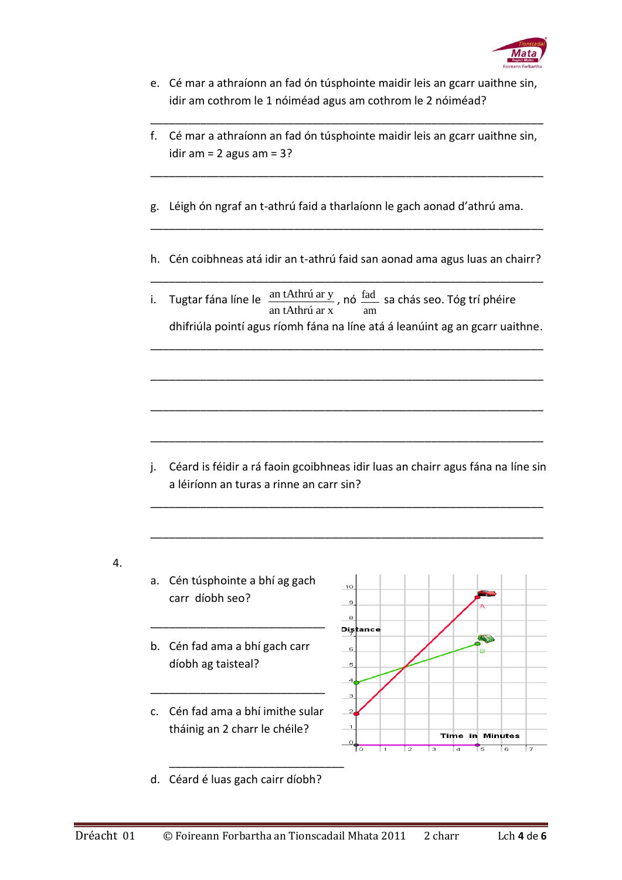e. Cé mar a athraíonn an fad ón túsphointe maidir leis an gcarr uaithne sin, idir am cothrom le 1 nóiméad agus am cothrom le 2 nóiméad?

______________________________________________________________

f. Cé mar a athraíonn an fad ón túsphointe maidir leis an gcarr uaithne sin, idir am = 2 agus am = 3?

______________________________________________________________

g. Léigh ón ngraf an t-athrú faid a tharlaíonn le gach aonad d'athrú ama.

______________________________________________________________

h. Cén coibhneas atá idir an t-athrú faid san aonad ama agus luas an chairr?

______________________________________________________________

i. Tugtar fána líne le $\frac{\text{an tAthrú ar y}}{\text{an tAthrú ar x}}$, nó $\frac{\text{fad}}{\text{am}}$ sa chás seo. Tóg trí phéire dhifriúla pointí agus ríomh fána na líne atá á leanúint ag an gcarr uaithne.

______________________________________________________________

______________________________________________________________

______________________________________________________________

______________________________________________________________

j. Céard is féidir a rá faoin gcoibhneas idir luas an chairr agus fána na líne sin a léiríonn an turas a rinne an carr sin?

______________________________________________________________

______________________________________________________________

4.

a. Cén túsphointe a bhí ag gach carr díobh seo?

______________________________

b. Cén fad ama a bhí gach carr díobh ag taisteal?

______________________________

c. Cén fad ama a bhí imithe sular tháinig an 2 charr le chéile?

______________________________

d. Céard é luas gach cairr díobh?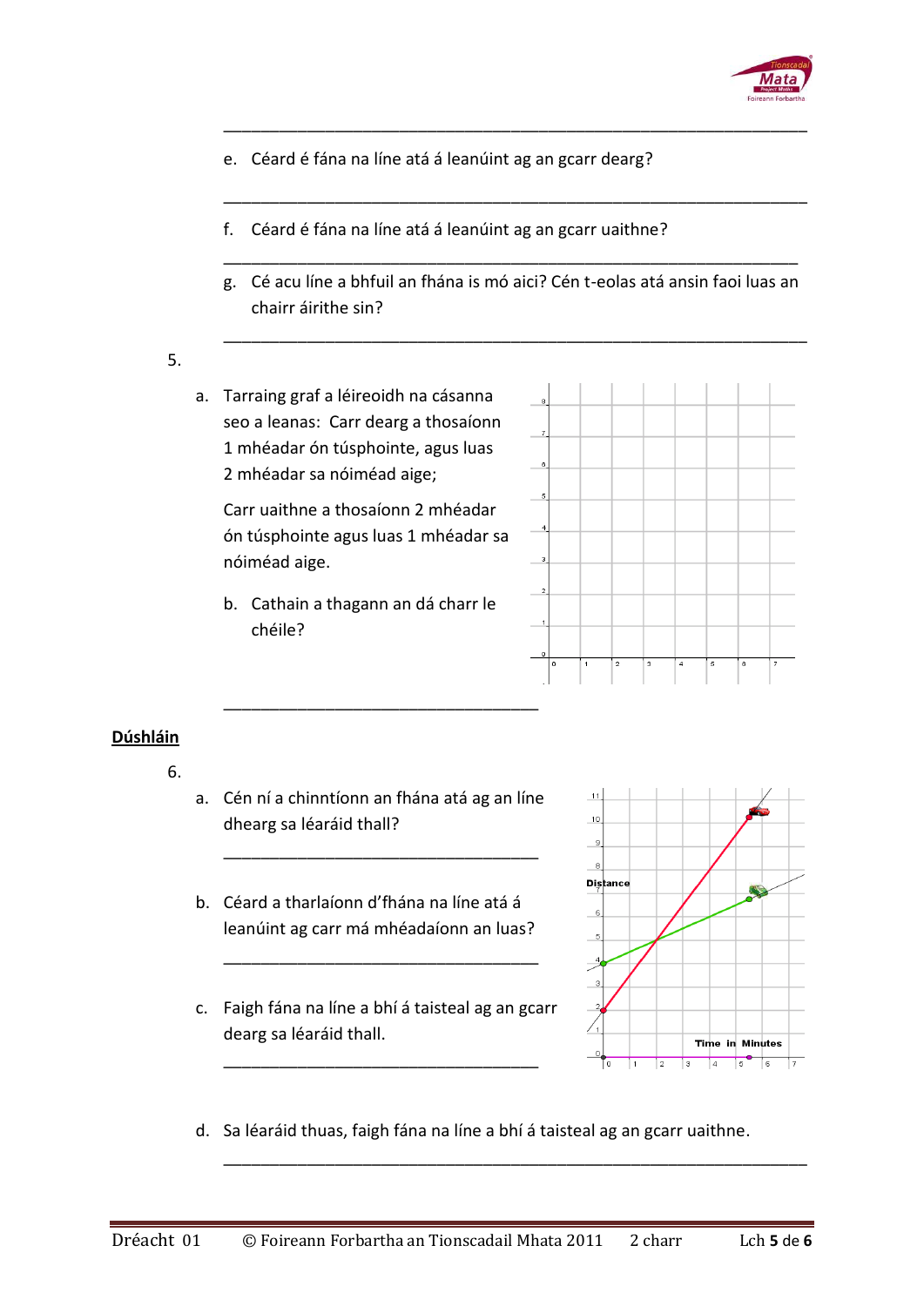\_\_\_\_\_\_\_\_\_\_\_\_\_\_\_\_\_\_\_\_\_\_\_\_\_\_\_\_\_\_\_\_\_\_\_\_\_\_\_\_\_\_\_\_\_\_\_\_\_\_\_\_\_\_\_\_\_\_\_\_\_\_\_\_\_

e. Céard é fána na líne atá á leanúint ag an gcarr dearg?

\_\_\_\_\_\_\_\_\_\_\_\_\_\_\_\_\_\_\_\_\_\_\_\_\_\_\_\_\_\_\_\_\_\_\_\_\_\_\_\_\_\_\_\_\_\_\_\_\_\_\_\_\_\_\_\_\_\_\_\_\_\_\_\_\_

f. Céard é fána na líne atá á leanúint ag an gcarr uaithne?

\_\_\_\_\_\_\_\_\_\_\_\_\_\_\_\_\_\_\_\_\_\_\_\_\_\_\_\_\_\_\_\_\_\_\_\_\_\_\_\_\_\_\_\_\_\_\_\_\_\_\_\_\_\_\_\_\_\_\_\_\_\_\_\_\_

g. Cé acu líne a bhfuil an fhána is mó aici? Cén t-eolas atá ansin faoi luas an chairr áirithe sin?

\_\_\_\_\_\_\_\_\_\_\_\_\_\_\_\_\_\_\_\_\_\_\_\_\_\_\_\_\_\_\_\_\_\_\_\_\_\_\_\_\_\_\_\_\_\_\_\_\_\_\_\_\_\_\_\_\_\_\_\_\_\_\_\_\_

5.

a. Tarraing graf a léireoidh na cásanna seo a leanas: Carr dearg a thosaíonn 1 mhéadar ón túsphointe, agus luas 2 mhéadar sa nóiméad aige;

Carr uaithne a thosaíonn 2 mhéadar ón túsphointe agus luas 1 mhéadar sa nóiméad aige.

b. Cathain a thagann an dá charr le chéile?

\_\_\_\_\_\_\_\_\_\_\_\_\_\_\_\_\_\_\_\_\_\_\_\_\_\_\_\_\_\_\_\_\_\_\_\_

## Dúshláin

6.

a. Cén ní a chinntíonn an fhána atá ag an líne dhearg sa léaráid thall?

\_\_\_\_\_\_\_\_\_\_\_\_\_\_\_\_\_\_\_\_\_\_\_\_\_\_\_\_\_\_\_\_\_\_\_\_

b. Céard a tharlaíonn d'fhána na líne atá á leanúint ag carr má mhéadaíonn an luas?

\_\_\_\_\_\_\_\_\_\_\_\_\_\_\_\_\_\_\_\_\_\_\_\_\_\_\_\_\_\_\_\_\_\_\_\_

c. Faigh fána na líne a bhí á taisteal ag an gcarr dearg sa léaráid thall.

\_\_\_\_\_\_\_\_\_\_\_\_\_\_\_\_\_\_\_\_\_\_\_\_\_\_\_\_\_\_\_\_\_\_\_\_

d. Sa léaráid thuas, faigh fána na líne a bhí á taisteal ag an gcarr uaithne.

\_\_\_\_\_\_\_\_\_\_\_\_\_\_\_\_\_\_\_\_\_\_\_\_\_\_\_\_\_\_\_\_\_\_\_\_\_\_\_\_\_\_\_\_\_\_\_\_\_\_\_\_\_\_\_\_\_\_\_\_\_\_\_\_\_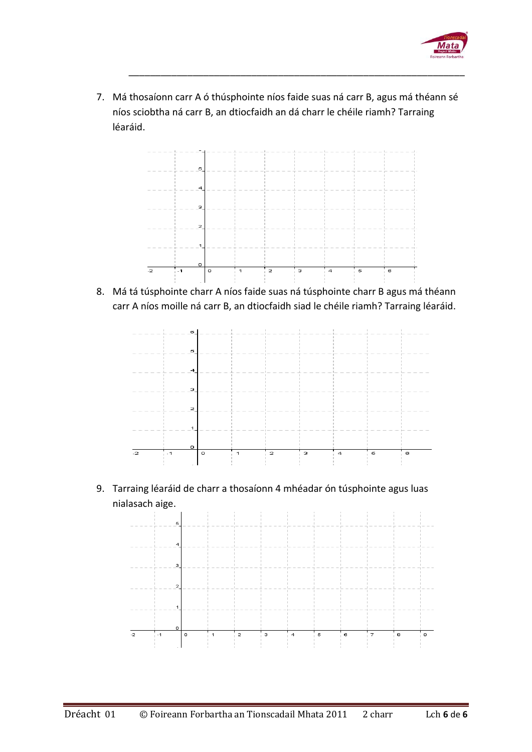7. Má thosaíonn carr A ó thúsphointe níos faide suas ná carr B, agus má théann sé níos sciobtha ná carr B, an dtiocfaidh an dá charr le chéile riamh? Tarraing léaráid.

5
4
3
2
1
0
-2 -1 0 1 2 3 4 5 6

8. Má tá túsphointe charr A níos faide suas ná túsphointe charr B agus má théann carr A níos moille ná carr B, an dtiocfaidh siad le chéile riamh? Tarraing léaráid.

6
5
4
3
2
1
0
-2 -1 0 1 2 3 4 5 6

9. Tarraing léaráid de charr a thosaíonn 4 mhéadar ón túsphointe agus luas nialasach aige.

5
4
3
2
1
0
-2 -1 0 1 2 3 4 5 6 7 8 9